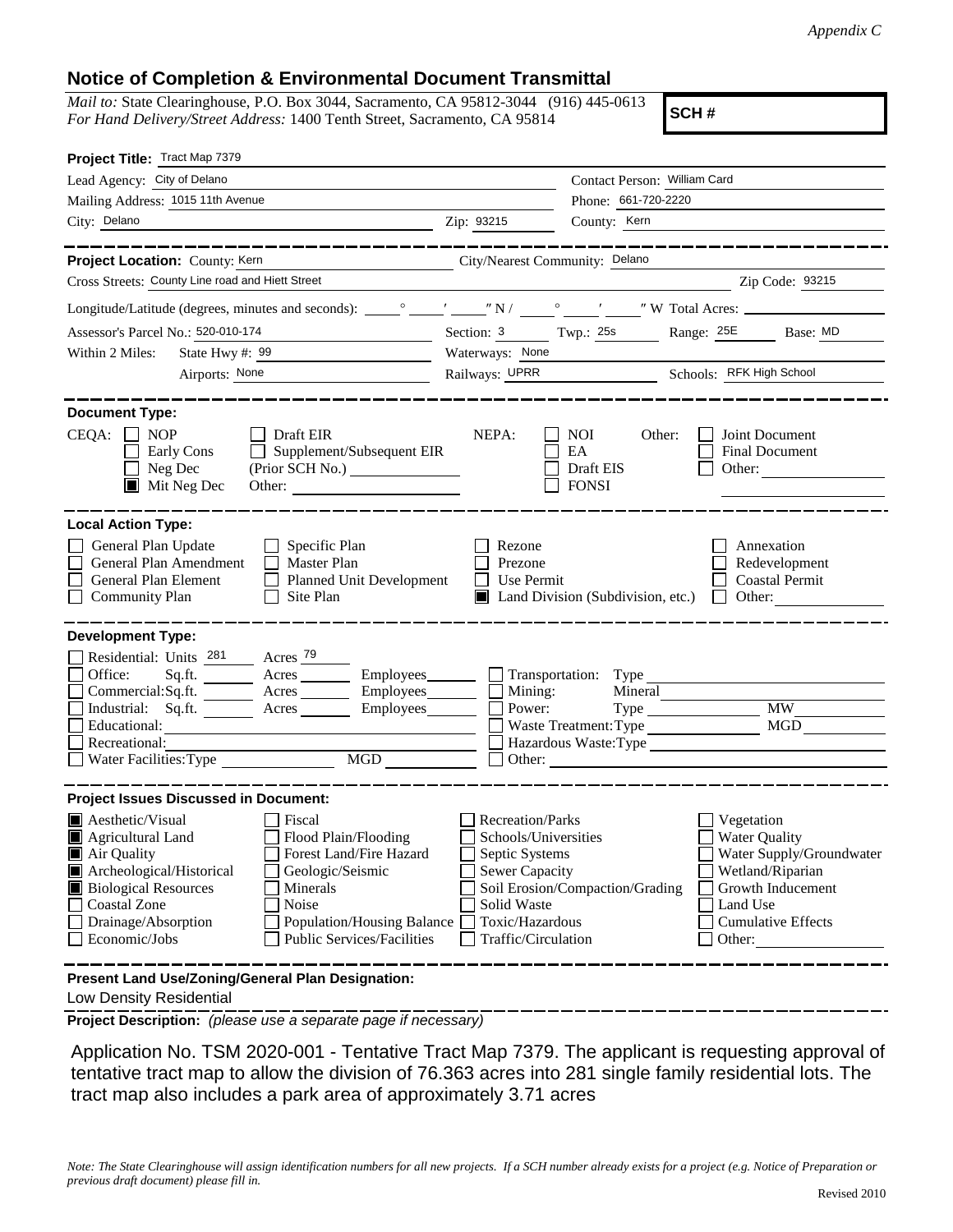*Appendix C*

## Notice of Completion & Environmental Document Transmittal

*Mail to:* State Clearinghouse, P.O. Box 3044, Sacramento, CA 95812-3044 (916) 445-0613
*For Hand Delivery/Street Address:* 1400 Tenth Street, Sacramento, CA 95814

**SCH #**

**Project Title:** Tract Map 7379

Lead Agency: City of Delano
Contact Person: William Card
Mailing Address: 1015 11th Avenue
Phone: 661-720-2220
City: Delano
Zip: 93215
County: Kern

**Project Location:** County: Kern
City/Nearest Community: Delano
Cross Streets: County Line road and Hiett Street
Zip Code: 93215

Longitude/Latitude (degrees, minutes and seconds): ___° ___′ ___″ N / ___° ___′ ___″ W Total Acres: ___

Assessor's Parcel No.: 520-010-174
Section: 3 Twp.: 25s Range: 25E Base: MD

Within 2 Miles: State Hwy #: 99
Waterways: None
Airports: None
Railways: UPRR
Schools: RFK High School

**Document Type:**

CEQA:
- [ ] NOP
- [ ] Early Cons
- [ ] Neg Dec
- [x] Mit Neg Dec
- [ ] Draft EIR
- [ ] Supplement/Subsequent EIR (Prior SCH No.) ___
- Other: ___

NEPA:
- [ ] NOI
- [ ] EA
- [ ] Draft EIS
- [ ] FONSI

Other:
- [ ] Joint Document
- [ ] Final Document
- [ ] Other: ___

**Local Action Type:**

- [ ] General Plan Update
- [ ] General Plan Amendment
- [ ] General Plan Element
- [ ] Community Plan
- [ ] Specific Plan
- [ ] Master Plan
- [ ] Planned Unit Development
- [ ] Site Plan
- [ ] Rezone
- [ ] Prezone
- [ ] Use Permit
- [x] Land Division (Subdivision, etc.)
- [ ] Annexation
- [ ] Redevelopment
- [ ] Coastal Permit
- [ ] Other: ___

**Development Type:**

- [ ] Residential: Units 281 Acres 79
- [ ] Office: Sq.ft. ___ Acres ___ Employees ___
- [ ] Commercial: Sq.ft. ___ Acres ___ Employees ___
- [ ] Industrial: Sq.ft. ___ Acres ___ Employees ___
- [ ] Educational: ___
- [ ] Recreational: ___
- [ ] Water Facilities: Type ___ MGD ___
- [ ] Transportation: Type ___
- [ ] Mining: Mineral ___
- [ ] Power: Type ___ MW ___
- [ ] Waste Treatment: Type ___ MGD ___
- [ ] Hazardous Waste: Type ___
- [ ] Other: ___

**Project Issues Discussed in Document:**

- [x] Aesthetic/Visual
- [x] Agricultural Land
- [x] Air Quality
- [x] Archeological/Historical
- [x] Biological Resources
- [ ] Coastal Zone
- [ ] Drainage/Absorption
- [ ] Economic/Jobs
- [ ] Fiscal
- [ ] Flood Plain/Flooding
- [ ] Forest Land/Fire Hazard
- [ ] Geologic/Seismic
- [ ] Minerals
- [ ] Noise
- [ ] Population/Housing Balance
- [ ] Public Services/Facilities
- [ ] Recreation/Parks
- [ ] Schools/Universities
- [ ] Septic Systems
- [ ] Sewer Capacity
- [ ] Soil Erosion/Compaction/Grading
- [ ] Solid Waste
- [ ] Toxic/Hazardous
- [ ] Traffic/Circulation
- [ ] Vegetation
- [ ] Water Quality
- [ ] Water Supply/Groundwater
- [ ] Wetland/Riparian
- [ ] Growth Inducement
- [ ] Land Use
- [ ] Cumulative Effects
- [ ] Other: ___

**Present Land Use/Zoning/General Plan Designation:**

Low Density Residential

**Project Description:** *(please use a separate page if necessary)*

Application No. TSM 2020-001 - Tentative Tract Map 7379. The applicant is requesting approval of tentative tract map to allow the division of 76.363 acres into 281 single family residential lots. The tract map also includes a park area of approximately 3.71 acres

*Note: The State Clearinghouse will assign identification numbers for all new projects. If a SCH number already exists for a project (e.g. Notice of Preparation or previous draft document) please fill in.*

Revised 2010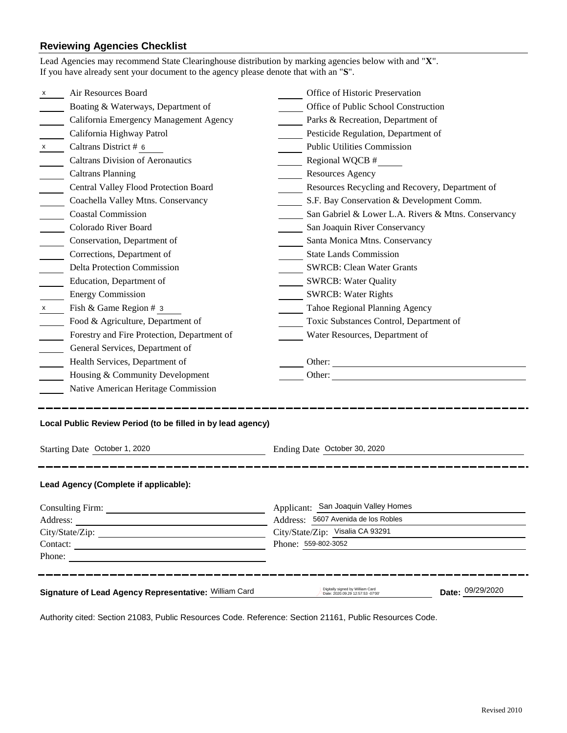## Reviewing Agencies Checklist

Lead Agencies may recommend State Clearinghouse distribution by marking agencies below with and "**X**".
If you have already sent your document to the agency please denote that with an "**S**".

| | | | |
|---|---|---|---|
| x | Air Resources Board | | Office of Historic Preservation |
| | Boating & Waterways, Department of | | Office of Public School Construction |
| | California Emergency Management Agency | | Parks & Recreation, Department of |
| | California Highway Patrol | | Pesticide Regulation, Department of |
| x | Caltrans District # 6 | | Public Utilities Commission |
| | Caltrans Division of Aeronautics | | Regional WQCB # |
| | Caltrans Planning | | Resources Agency |
| | Central Valley Flood Protection Board | | Resources Recycling and Recovery, Department of |
| | Coachella Valley Mtns. Conservancy | | S.F. Bay Conservation & Development Comm. |
| | Coastal Commission | | San Gabriel & Lower L.A. Rivers & Mtns. Conservancy |
| | Colorado River Board | | San Joaquin River Conservancy |
| | Conservation, Department of | | Santa Monica Mtns. Conservancy |
| | Corrections, Department of | | State Lands Commission |
| | Delta Protection Commission | | SWRCB: Clean Water Grants |
| | Education, Department of | | SWRCB: Water Quality |
| | Energy Commission | | SWRCB: Water Rights |
| x | Fish & Game Region # 3 | | Tahoe Regional Planning Agency |
| | Food & Agriculture, Department of | | Toxic Substances Control, Department of |
| | Forestry and Fire Protection, Department of | | Water Resources, Department of |
| | General Services, Department of | | |
| | Health Services, Department of | | Other: |
| | Housing & Community Development | | Other: |
| | Native American Heritage Commission | | |

---

**Local Public Review Period (to be filled in by lead agency)**

Starting Date October 1, 2020 Ending Date October 30, 2020

---

**Lead Agency (Complete if applicable):**

Consulting Firm:
Address:
City/State/Zip:
Contact:
Phone:

Applicant: San Joaquin Valley Homes
Address: 5607 Avenida de los Robles
City/State/Zip: Visalia CA 93291
Phone: 559-802-3052

---

**Signature of Lead Agency Representative:** William Card Digitally signed by William Card Date: 2020.09.29 12:57:53 -07'00' **Date:** 09/29/2020

Authority cited: Section 21083, Public Resources Code. Reference: Section 21161, Public Resources Code.

Revised 2010